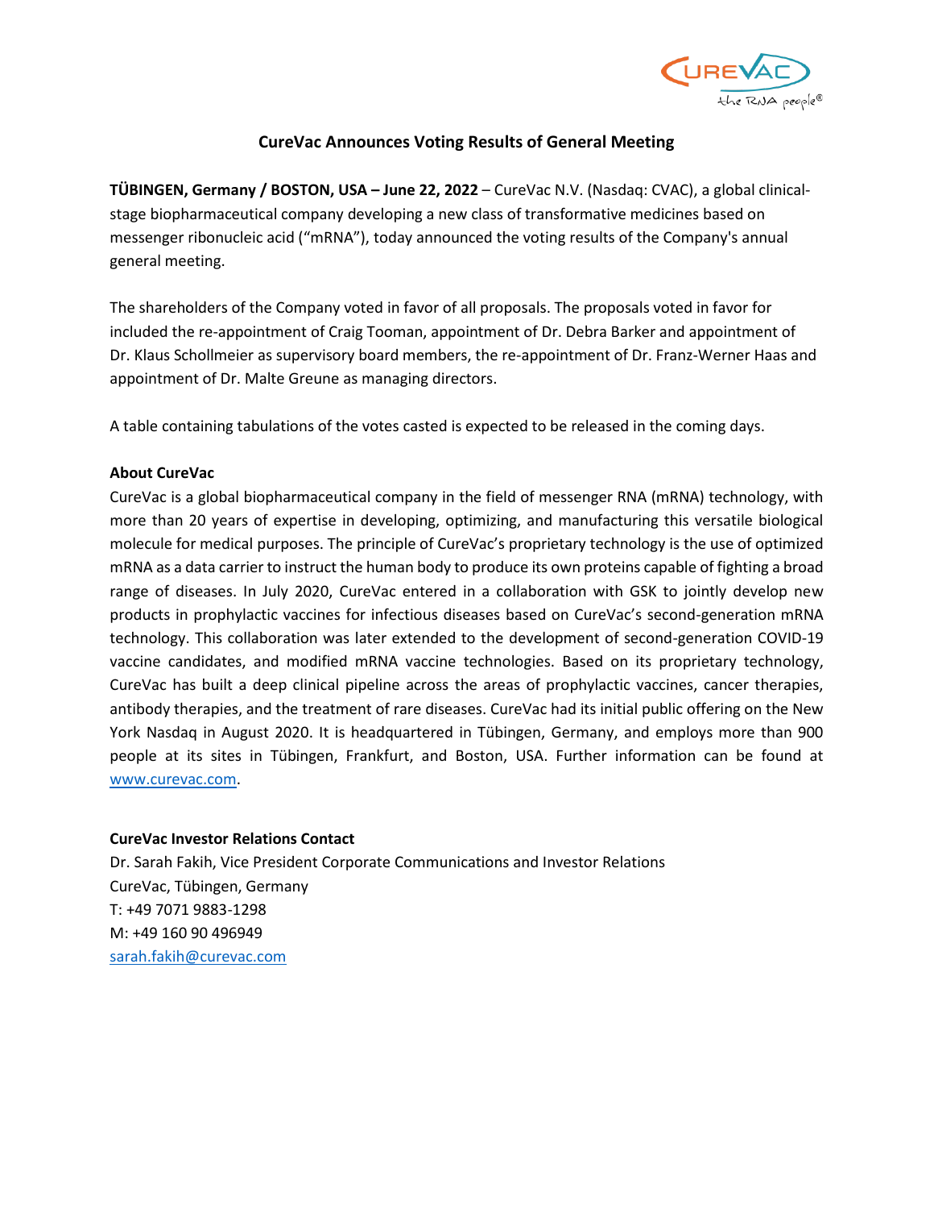# CureVac Announces Voting Results of General Meeting

**TÜBINGEN, Germany / BOSTON, USA – June 22, 2022** – CureVac N.V. (Nasdaq: CVAC), a global clinical-stage biopharmaceutical company developing a new class of transformative medicines based on messenger ribonucleic acid ("mRNA"), today announced the voting results of the Company's annual general meeting.

The shareholders of the Company voted in favor of all proposals. The proposals voted in favor for included the re-appointment of Craig Tooman, appointment of Dr. Debra Barker and appointment of Dr. Klaus Schollmeier as supervisory board members, the re-appointment of Dr. Franz-Werner Haas and appointment of Dr. Malte Greune as managing directors.

A table containing tabulations of the votes casted is expected to be released in the coming days.

**About CureVac**

CureVac is a global biopharmaceutical company in the field of messenger RNA (mRNA) technology, with more than 20 years of expertise in developing, optimizing, and manufacturing this versatile biological molecule for medical purposes. The principle of CureVac's proprietary technology is the use of optimized mRNA as a data carrier to instruct the human body to produce its own proteins capable of fighting a broad range of diseases. In July 2020, CureVac entered in a collaboration with GSK to jointly develop new products in prophylactic vaccines for infectious diseases based on CureVac's second-generation mRNA technology. This collaboration was later extended to the development of second-generation COVID-19 vaccine candidates, and modified mRNA vaccine technologies. Based on its proprietary technology, CureVac has built a deep clinical pipeline across the areas of prophylactic vaccines, cancer therapies, antibody therapies, and the treatment of rare diseases. CureVac had its initial public offering on the New York Nasdaq in August 2020. It is headquartered in Tübingen, Germany, and employs more than 900 people at its sites in Tübingen, Frankfurt, and Boston, USA. Further information can be found at www.curevac.com.

**CureVac Investor Relations Contact**

Dr. Sarah Fakih, Vice President Corporate Communications and Investor Relations  
CureVac, Tübingen, Germany  
T: +49 7071 9883-1298  
M: +49 160 90 496949  
sarah.fakih@curevac.com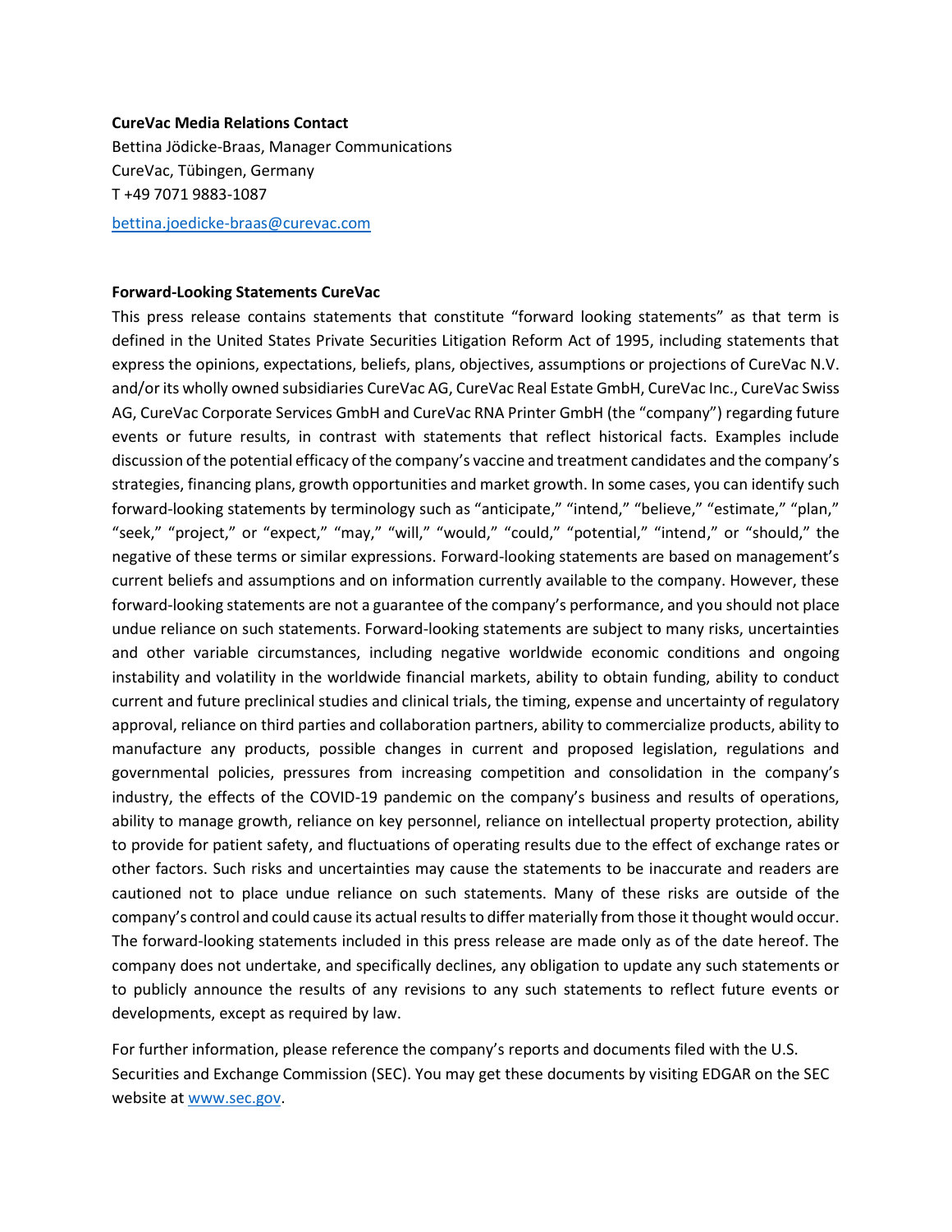**CureVac Media Relations Contact**
Bettina Jödicke-Braas, Manager Communications
CureVac, Tübingen, Germany
T +49 7071 9883-1087
bettina.joedicke-braas@curevac.com

**Forward-Looking Statements CureVac**

This press release contains statements that constitute "forward looking statements" as that term is defined in the United States Private Securities Litigation Reform Act of 1995, including statements that express the opinions, expectations, beliefs, plans, objectives, assumptions or projections of CureVac N.V. and/or its wholly owned subsidiaries CureVac AG, CureVac Real Estate GmbH, CureVac Inc., CureVac Swiss AG, CureVac Corporate Services GmbH and CureVac RNA Printer GmbH (the "company") regarding future events or future results, in contrast with statements that reflect historical facts. Examples include discussion of the potential efficacy of the company's vaccine and treatment candidates and the company's strategies, financing plans, growth opportunities and market growth. In some cases, you can identify such forward-looking statements by terminology such as "anticipate," "intend," "believe," "estimate," "plan," "seek," "project," or "expect," "may," "will," "would," "could," "potential," "intend," or "should," the negative of these terms or similar expressions. Forward-looking statements are based on management's current beliefs and assumptions and on information currently available to the company. However, these forward-looking statements are not a guarantee of the company's performance, and you should not place undue reliance on such statements. Forward-looking statements are subject to many risks, uncertainties and other variable circumstances, including negative worldwide economic conditions and ongoing instability and volatility in the worldwide financial markets, ability to obtain funding, ability to conduct current and future preclinical studies and clinical trials, the timing, expense and uncertainty of regulatory approval, reliance on third parties and collaboration partners, ability to commercialize products, ability to manufacture any products, possible changes in current and proposed legislation, regulations and governmental policies, pressures from increasing competition and consolidation in the company's industry, the effects of the COVID-19 pandemic on the company's business and results of operations, ability to manage growth, reliance on key personnel, reliance on intellectual property protection, ability to provide for patient safety, and fluctuations of operating results due to the effect of exchange rates or other factors. Such risks and uncertainties may cause the statements to be inaccurate and readers are cautioned not to place undue reliance on such statements. Many of these risks are outside of the company's control and could cause its actual results to differ materially from those it thought would occur. The forward-looking statements included in this press release are made only as of the date hereof. The company does not undertake, and specifically declines, any obligation to update any such statements or to publicly announce the results of any revisions to any such statements to reflect future events or developments, except as required by law.

For further information, please reference the company's reports and documents filed with the U.S. Securities and Exchange Commission (SEC). You may get these documents by visiting EDGAR on the SEC website at www.sec.gov.